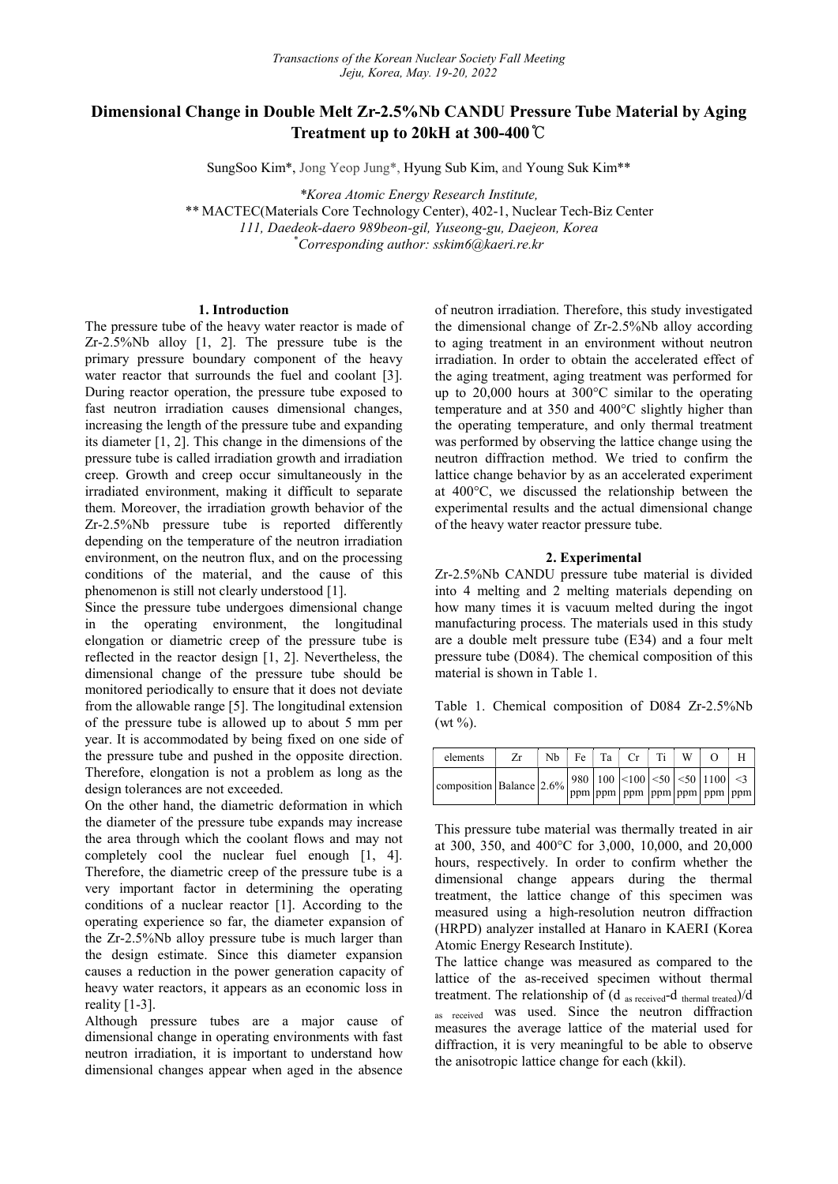# Dimensional Change in Double Melt Zr-2.5%Nb CANDU Pressure Tube Material by Aging Treatment up to 20kH at 300-400℃

SungSoo Kim*, Jong Yeop Jung*, Hyung Sub Kim, and Young Suk Kim**

*Korea Atomic Energy Research Institute,*
** MACTEC(Materials Core Technology Center), 402-1, Nuclear Tech-Biz Center
*111, Daedeok-daero 989beon-gil, Yuseong-gu, Daejeon, Korea*
*[*]Corresponding author: sskim6@kaeri.re.kr*

## 1. Introduction

The pressure tube of the heavy water reactor is made of Zr-2.5%Nb alloy [1, 2]. The pressure tube is the primary pressure boundary component of the heavy water reactor that surrounds the fuel and coolant [3]. During reactor operation, the pressure tube exposed to fast neutron irradiation causes dimensional changes, increasing the length of the pressure tube and expanding its diameter [1, 2]. This change in the dimensions of the pressure tube is called irradiation growth and irradiation creep. Growth and creep occur simultaneously in the irradiated environment, making it difficult to separate them. Moreover, the irradiation growth behavior of the Zr-2.5%Nb pressure tube is reported differently depending on the temperature of the neutron irradiation environment, on the neutron flux, and on the processing conditions of the material, and the cause of this phenomenon is still not clearly understood [1].

Since the pressure tube undergoes dimensional change in the operating environment, the longitudinal elongation or diametric creep of the pressure tube is reflected in the reactor design [1, 2]. Nevertheless, the dimensional change of the pressure tube should be monitored periodically to ensure that it does not deviate from the allowable range [5]. The longitudinal extension of the pressure tube is allowed up to about 5 mm per year. It is accommodated by being fixed on one side of the pressure tube and pushed in the opposite direction. Therefore, elongation is not a problem as long as the design tolerances are not exceeded.

On the other hand, the diametric deformation in which the diameter of the pressure tube expands may increase the area through which the coolant flows and may not completely cool the nuclear fuel enough [1, 4]. Therefore, the diametric creep of the pressure tube is a very important factor in determining the operating conditions of a nuclear reactor [1]. According to the operating experience so far, the diameter expansion of the Zr-2.5%Nb alloy pressure tube is much larger than the design estimate. Since this diameter expansion causes a reduction in the power generation capacity of heavy water reactors, it appears as an economic loss in reality [1-3].

Although pressure tubes are a major cause of dimensional change in operating environments with fast neutron irradiation, it is important to understand how dimensional changes appear when aged in the absence of neutron irradiation. Therefore, this study investigated the dimensional change of Zr-2.5%Nb alloy according to aging treatment in an environment without neutron irradiation. In order to obtain the accelerated effect of the aging treatment, aging treatment was performed for up to 20,000 hours at 300°C similar to the operating temperature and at 350 and 400°C slightly higher than the operating temperature, and only thermal treatment was performed by observing the lattice change using the neutron diffraction method. We tried to confirm the lattice change behavior by as an accelerated experiment at 400°C, we discussed the relationship between the experimental results and the actual dimensional change of the heavy water reactor pressure tube.

## 2. Experimental

Zr-2.5%Nb CANDU pressure tube material is divided into 4 melting and 2 melting materials depending on how many times it is vacuum melted during the ingot manufacturing process. The materials used in this study are a double melt pressure tube (E34) and a four melt pressure tube (D084). The chemical composition of this material is shown in Table 1.

Table 1. Chemical composition of D084 Zr-2.5%Nb (wt %).

| elements | Zr | Nb | Fe | Ta | Cr | Ti | W | O | H |
|---|---|---|---|---|---|---|---|---|---|
| composition | Balance | 2.6% | 980 ppm | 100 ppm | <100 ppm | <50 ppm | <50 ppm | 1100 ppm | <3 ppm |

This pressure tube material was thermally treated in air at 300, 350, and 400°C for 3,000, 10,000, and 20,000 hours, respectively. In order to confirm whether the dimensional change appears during the thermal treatment, the lattice change of this specimen was measured using a high-resolution neutron diffraction (HRPD) analyzer installed at Hanaro in KAERI (Korea Atomic Energy Research Institute).

The lattice change was measured as compared to the lattice of the as-received specimen without thermal treatment. The relationship of $(d_{\text{as received}}-d_{\text{thermal treated}})/d_{\text{as received}}$ was used. Since the neutron diffraction measures the average lattice of the material used for diffraction, it is very meaningful to be able to observe the anisotropic lattice change for each (kkil).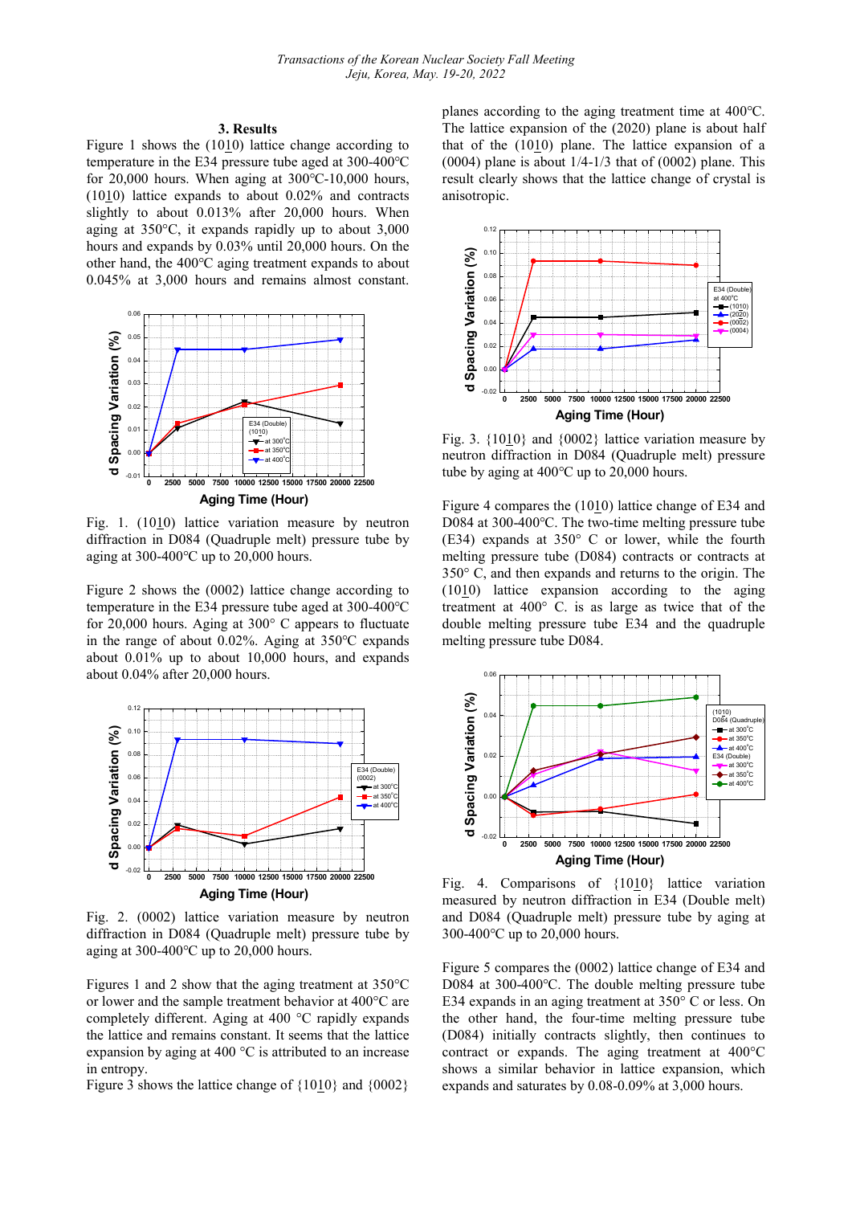### 3. Results

Figure 1 shows the (10$\bar{1}$0) lattice change according to temperature in the E34 pressure tube aged at 300-400℃ for 20,000 hours. When aging at 300℃-10,000 hours, (10$\bar{1}$0) lattice expands to about 0.02% and contracts slightly to about 0.013% after 20,000 hours. When aging at 350℃, it expands rapidly up to about 3,000 hours and expands by 0.03% until 20,000 hours. On the other hand, the 400℃ aging treatment expands to about 0.045% at 3,000 hours and remains almost constant.

Fig. 1. (10$\bar{1}$0) lattice variation measure by neutron diffraction in D084 (Quadruple melt) pressure tube by aging at 300-400℃ up to 20,000 hours.

Figure 2 shows the (0002) lattice change according to temperature in the E34 pressure tube aged at 300-400℃ for 20,000 hours. Aging at 300° C appears to fluctuate in the range of about 0.02%. Aging at 350℃ expands about 0.01% up to about 10,000 hours, and expands about 0.04% after 20,000 hours.

Fig. 2. (0002) lattice variation measure by neutron diffraction in D084 (Quadruple melt) pressure tube by aging at 300-400℃ up to 20,000 hours.

Figures 1 and 2 show that the aging treatment at 350℃ or lower and the sample treatment behavior at 400℃ are completely different. Aging at 400 °C rapidly expands the lattice and remains constant. It seems that the lattice expansion by aging at 400 °C is attributed to an increase in entropy.

Figure 3 shows the lattice change of {10$\bar{1}$0} and {0002} planes according to the aging treatment time at 400℃. The lattice expansion of the (2020) plane is about half that of the (10$\bar{1}$0) plane. The lattice expansion of a (0004) plane is about 1/4-1/3 that of (0002) plane. This result clearly shows that the lattice change of crystal is anisotropic.

Fig. 3. {10$\bar{1}$0} and {0002} lattice variation measure by neutron diffraction in D084 (Quadruple melt) pressure tube by aging at 400℃ up to 20,000 hours.

Figure 4 compares the (10$\bar{1}$0) lattice change of E34 and D084 at 300-400℃. The two-time melting pressure tube (E34) expands at 350° C or lower, while the fourth melting pressure tube (D084) contracts or contracts at 350° C, and then expands and returns to the origin. The (10$\bar{1}$0) lattice expansion according to the aging treatment at 400° C. is as large as twice that of the double melting pressure tube E34 and the quadruple melting pressure tube D084.

Fig. 4. Comparisons of {10$\bar{1}$0} lattice variation measured by neutron diffraction in E34 (Double melt) and D084 (Quadruple melt) pressure tube by aging at 300-400℃ up to 20,000 hours.

Figure 5 compares the (0002) lattice change of E34 and D084 at 300-400℃. The double melting pressure tube E34 expands in an aging treatment at 350° C or less. On the other hand, the four-time melting pressure tube (D084) initially contracts slightly, then continues to contract or expands. The aging treatment at 400℃ shows a similar behavior in lattice expansion, which expands and saturates by 0.08-0.09% at 3,000 hours.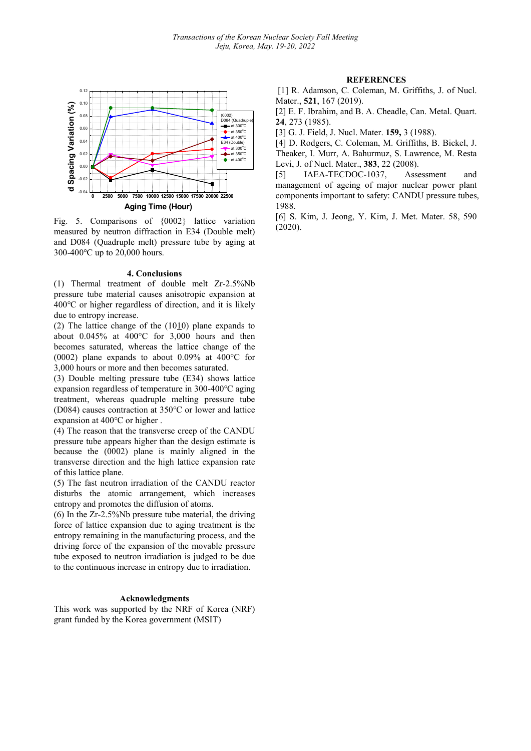d Spacing Variation (%)

0.12
0.10
0.08
0.06
0.04
0.02
0.00
-0.02
-0.04

0 2500 5000 7500 10000 12500 15000 17500 20000 22500

Aging Time (Hour)

(0002)
D084 (Quadruple)
at 300°C
at 350°C
at 400°C
E34 (Double)
at 300°C
at 350°C
at 400°C

Fig. 5. Comparisons of {0002} lattice variation measured by neutron diffraction in E34 (Double melt) and D084 (Quadruple melt) pressure tube by aging at 300-400°C up to 20,000 hours.

## 4. Conclusions

(1) Thermal treatment of double melt Zr-2.5%Nb pressure tube material causes anisotropic expansion at 400°C or higher regardless of direction, and it is likely due to entropy increase.

(2) The lattice change of the (10$\underline{1}$0) plane expands to about 0.045% at 400°C for 3,000 hours and then becomes saturated, whereas the lattice change of the (0002) plane expands to about 0.09% at 400°C for 3,000 hours or more and then becomes saturated.

(3) Double melting pressure tube (E34) shows lattice expansion regardless of temperature in 300-400°C aging treatment, whereas quadruple melting pressure tube (D084) causes contraction at 350°C or lower and lattice expansion at 400°C or higher .

(4) The reason that the transverse creep of the CANDU pressure tube appears higher than the design estimate is because the (0002) plane is mainly aligned in the transverse direction and the high lattice expansion rate of this lattice plane.

(5) The fast neutron irradiation of the CANDU reactor disturbs the atomic arrangement, which increases entropy and promotes the diffusion of atoms.

(6) In the Zr-2.5%Nb pressure tube material, the driving force of lattice expansion due to aging treatment is the entropy remaining in the manufacturing process, and the driving force of the expansion of the movable pressure tube exposed to neutron irradiation is judged to be due to the continuous increase in entropy due to irradiation.

## Acknowledgments

This work was supported by the NRF of Korea (NRF) grant funded by the Korea government (MSIT)

## REFERENCES

[1] R. Adamson, C. Coleman, M. Griffiths, J. of Nucl. Mater., **521**, 167 (2019).

[2] E. F. Ibrahim, and B. A. Cheadle, Can. Metal. Quart. **24**, 273 (1985).

[3] G. J. Field, J. Nucl. Mater. **159,** 3 (1988).

[4] D. Rodgers, C. Coleman, M. Griffiths, B. Bickel, J. Theaker, I. Murr, A. Bahurmuz, S. Lawrence, M. Resta Levi, J. of Nucl. Mater., **383**, 22 (2008).

[5] IAEA-TECDOC-1037, Assessment and management of ageing of major nuclear power plant components important to safety: CANDU pressure tubes, 1988.

[6] S. Kim, J. Jeong, Y. Kim, J. Met. Mater. 58, 590 (2020).